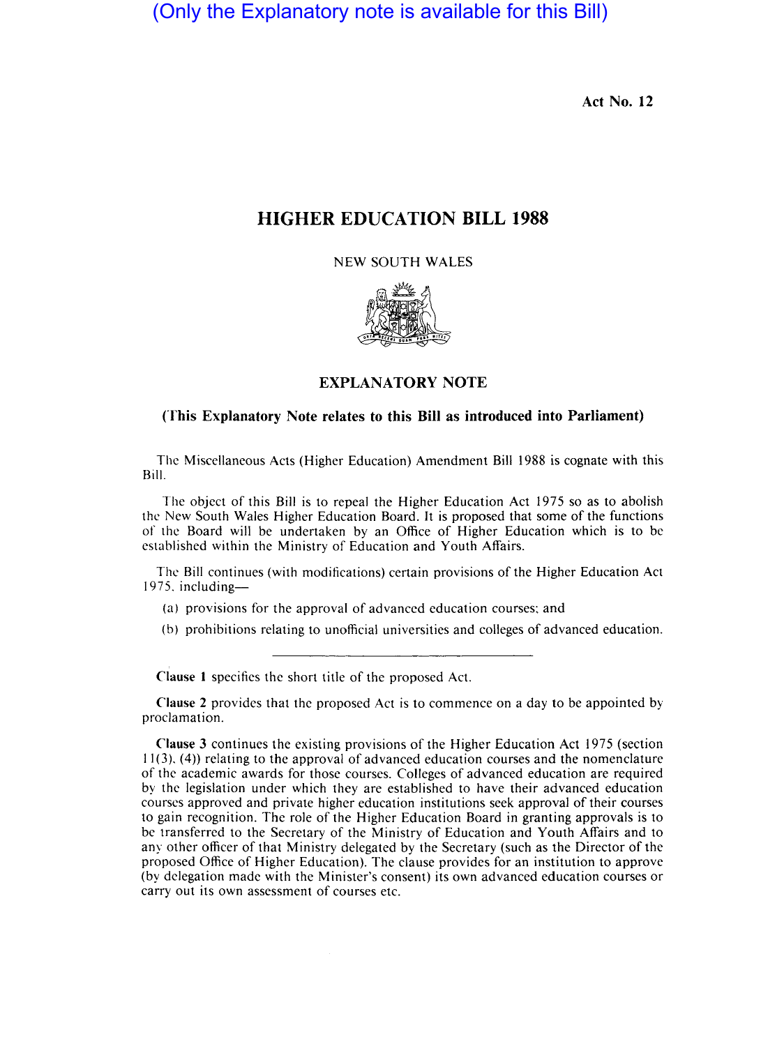(Only the Explanatory note is available for this Bill)

Act No. 12

# HIGHER EDUCATION BILL 1988

NEW SOUTH WALES

## EXPLANATORY NOTE

**(This Explanatory Note relates to this Bill as introduced into Parliament)**

The Miscellaneous Acts (Higher Education) Amendment Bill 1988 is cognate with this Bill.

The object of this Bill is to repeal the Higher Education Act 1975 so as to abolish the New South Wales Higher Education Board. It is proposed that some of the functions of the Board will be undertaken by an Office of Higher Education which is to be established within the Ministry of Education and Youth Affairs.

The Bill continues (with modifications) certain provisions of the Higher Education Act 1975, including—

(a) provisions for the approval of advanced education courses; and

(b) prohibitions relating to unofficial universities and colleges of advanced education.

---

**Clause 1** specifies the short title of the proposed Act.

**Clause 2** provides that the proposed Act is to commence on a day to be appointed by proclamation.

**Clause 3** continues the existing provisions of the Higher Education Act 1975 (section 11(3), (4)) relating to the approval of advanced education courses and the nomenclature of the academic awards for those courses. Colleges of advanced education are required by the legislation under which they are established to have their advanced education courses approved and private higher education institutions seek approval of their courses to gain recognition. The role of the Higher Education Board in granting approvals is to be transferred to the Secretary of the Ministry of Education and Youth Affairs and to any other officer of that Ministry delegated by the Secretary (such as the Director of the proposed Office of Higher Education). The clause provides for an institution to approve (by delegation made with the Minister's consent) its own advanced education courses or carry out its own assessment of courses etc.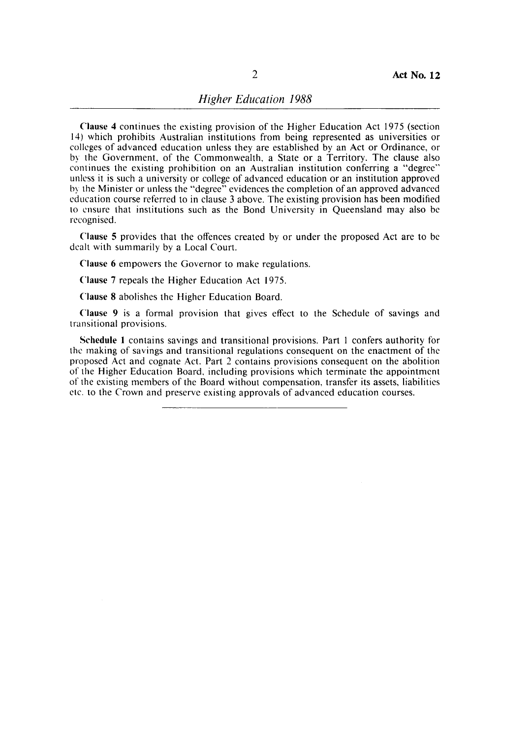**Clause 4** continues the existing provision of the Higher Education Act 1975 (section 14) which prohibits Australian institutions from being represented as universities or colleges of advanced education unless they are established by an Act or Ordinance, or by the Government, of the Commonwealth, a State or a Territory. The clause also continues the existing prohibition on an Australian institution conferring a "degree" unless it is such a university or college of advanced education or an institution approved by the Minister or unless the "degree" evidences the completion of an approved advanced education course referred to in clause 3 above. The existing provision has been modified to ensure that institutions such as the Bond University in Queensland may also be recognised.

**Clause 5** provides that the offences created by or under the proposed Act are to be dealt with summarily by a Local Court.

**Clause 6** empowers the Governor to make regulations.

**Clause 7** repeals the Higher Education Act 1975.

**Clause 8** abolishes the Higher Education Board.

**Clause 9** is a formal provision that gives effect to the Schedule of savings and transitional provisions.

**Schedule 1** contains savings and transitional provisions. Part 1 confers authority for the making of savings and transitional regulations consequent on the enactment of the proposed Act and cognate Act. Part 2 contains provisions consequent on the abolition of the Higher Education Board, including provisions which terminate the appointment of the existing members of the Board without compensation, transfer its assets, liabilities etc. to the Crown and preserve existing approvals of advanced education courses.